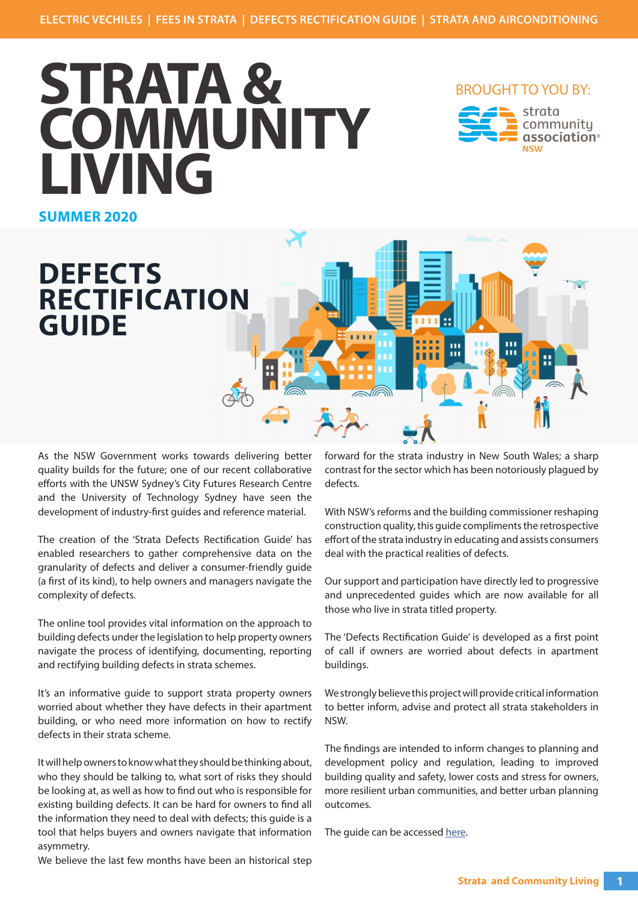ELECTRIC VECHILES | FEES IN STRATA | DEFECTS RECTIFICATION GUIDE | STRATA AND AIRCONDITIONING

# STRATA & COMMUNITY LIVING

BROUGHT TO YOU BY: strata community association NSW

**SUMMER 2020**

## DEFECTS RECTIFICATION GUIDE

As the NSW Government works towards delivering better quality builds for the future; one of our recent collaborative efforts with the UNSW Sydney's City Futures Research Centre and the University of Technology Sydney have seen the development of industry-first guides and reference material.

The creation of the 'Strata Defects Rectification Guide' has enabled researchers to gather comprehensive data on the granularity of defects and deliver a consumer-friendly guide (a first of its kind), to help owners and managers navigate the complexity of defects.

The online tool provides vital information on the approach to building defects under the legislation to help property owners navigate the process of identifying, documenting, reporting and rectifying building defects in strata schemes.

It's an informative guide to support strata property owners worried about whether they have defects in their apartment building, or who need more information on how to rectify defects in their strata scheme.

It will help owners to know what they should be thinking about, who they should be talking to, what sort of risks they should be looking at, as well as how to find out who is responsible for existing building defects. It can be hard for owners to find all the information they need to deal with defects; this guide is a tool that helps buyers and owners navigate that information asymmetry.

We believe the last few months have been an historical step forward for the strata industry in New South Wales; a sharp contrast for the sector which has been notoriously plagued by defects.

With NSW's reforms and the building commissioner reshaping construction quality, this guide compliments the retrospective effort of the strata industry in educating and assists consumers deal with the practical realities of defects.

Our support and participation have directly led to progressive and unprecedented guides which are now available for all those who live in strata titled property.

The 'Defects Rectification Guide' is developed as a first point of call if owners are worried about defects in apartment buildings.

We strongly believe this project will provide critical information to better inform, advise and protect all strata stakeholders in NSW.

The findings are intended to inform changes to planning and development policy and regulation, leading to improved building quality and safety, lower costs and stress for owners, more resilient urban communities, and better urban planning outcomes.

The guide can be accessed here.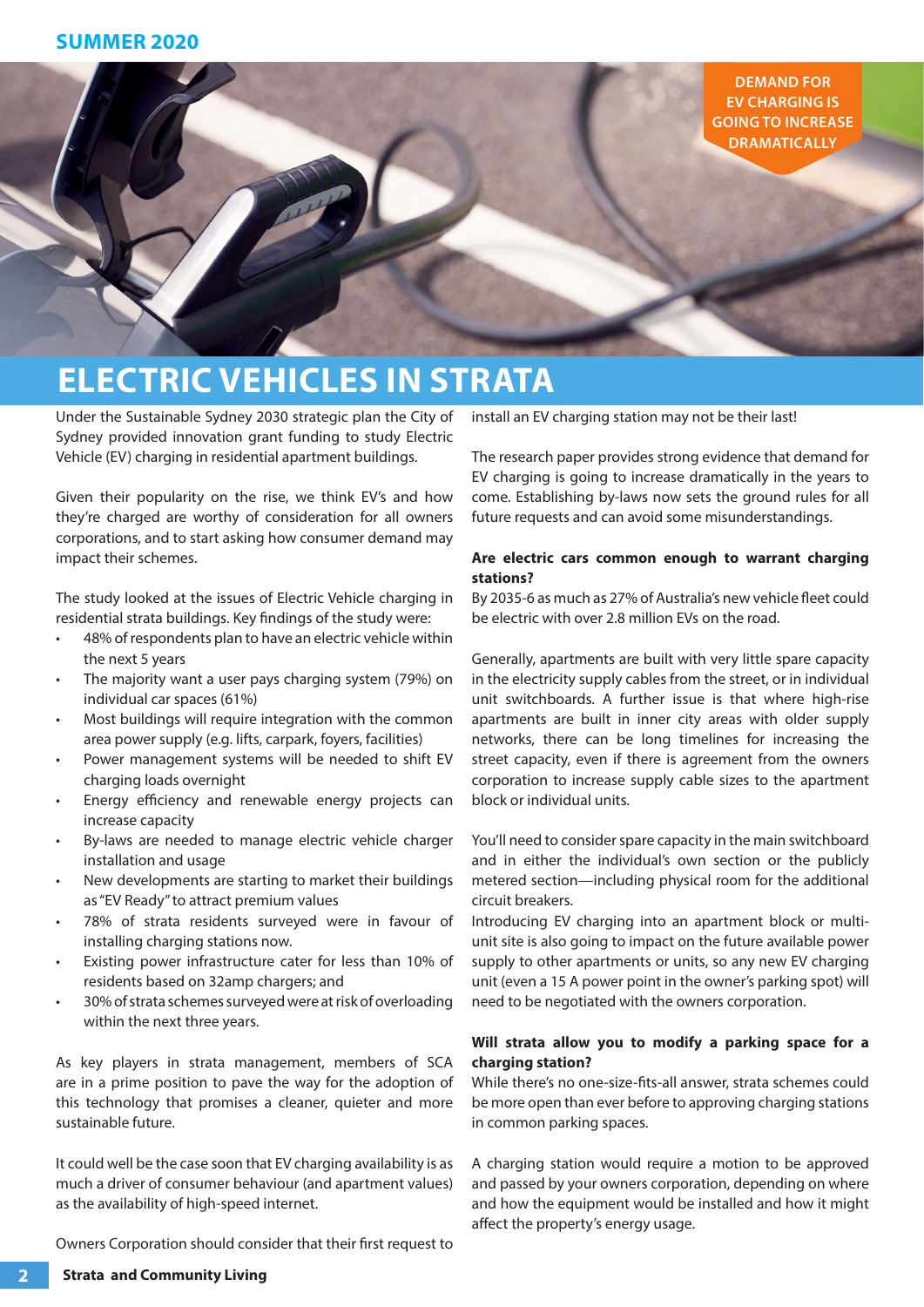DEMAND FOR EV CHARGING IS GOING TO INCREASE DRAMATICALLY

# ELECTRIC VEHICLES IN STRATA

Under the Sustainable Sydney 2030 strategic plan the City of Sydney provided innovation grant funding to study Electric Vehicle (EV) charging in residential apartment buildings.

Given their popularity on the rise, we think EV's and how they're charged are worthy of consideration for all owners corporations, and to start asking how consumer demand may impact their schemes.

The study looked at the issues of Electric Vehicle charging in residential strata buildings. Key findings of the study were:

- 48% of respondents plan to have an electric vehicle within the next 5 years
- The majority want a user pays charging system (79%) on individual car spaces (61%)
- Most buildings will require integration with the common area power supply (e.g. lifts, carpark, foyers, facilities)
- Power management systems will be needed to shift EV charging loads overnight
- Energy efficiency and renewable energy projects can increase capacity
- By-laws are needed to manage electric vehicle charger installation and usage
- New developments are starting to market their buildings as "EV Ready" to attract premium values
- 78% of strata residents surveyed were in favour of installing charging stations now.
- Existing power infrastructure cater for less than 10% of residents based on 32amp chargers; and
- 30% of strata schemes surveyed were at risk of overloading within the next three years.

As key players in strata management, members of SCA are in a prime position to pave the way for the adoption of this technology that promises a cleaner, quieter and more sustainable future.

It could well be the case soon that EV charging availability is as much a driver of consumer behaviour (and apartment values) as the availability of high-speed internet.

Owners Corporation should consider that their first request to install an EV charging station may not be their last!

The research paper provides strong evidence that demand for EV charging is going to increase dramatically in the years to come. Establishing by-laws now sets the ground rules for all future requests and can avoid some misunderstandings.

**Are electric cars common enough to warrant charging stations?**

By 2035-6 as much as 27% of Australia's new vehicle fleet could be electric with over 2.8 million EVs on the road.

Generally, apartments are built with very little spare capacity in the electricity supply cables from the street, or in individual unit switchboards. A further issue is that where high-rise apartments are built in inner city areas with older supply networks, there can be long timelines for increasing the street capacity, even if there is agreement from the owners corporation to increase supply cable sizes to the apartment block or individual units.

You'll need to consider spare capacity in the main switchboard and in either the individual's own section or the publicly metered section—including physical room for the additional circuit breakers.

Introducing EV charging into an apartment block or multi-unit site is also going to impact on the future available power supply to other apartments or units, so any new EV charging unit (even a 15 A power point in the owner's parking spot) will need to be negotiated with the owners corporation.

**Will strata allow you to modify a parking space for a charging station?**

While there's no one-size-fits-all answer, strata schemes could be more open than ever before to approving charging stations in common parking spaces.

A charging station would require a motion to be approved and passed by your owners corporation, depending on where and how the equipment would be installed and how it might affect the property's energy usage.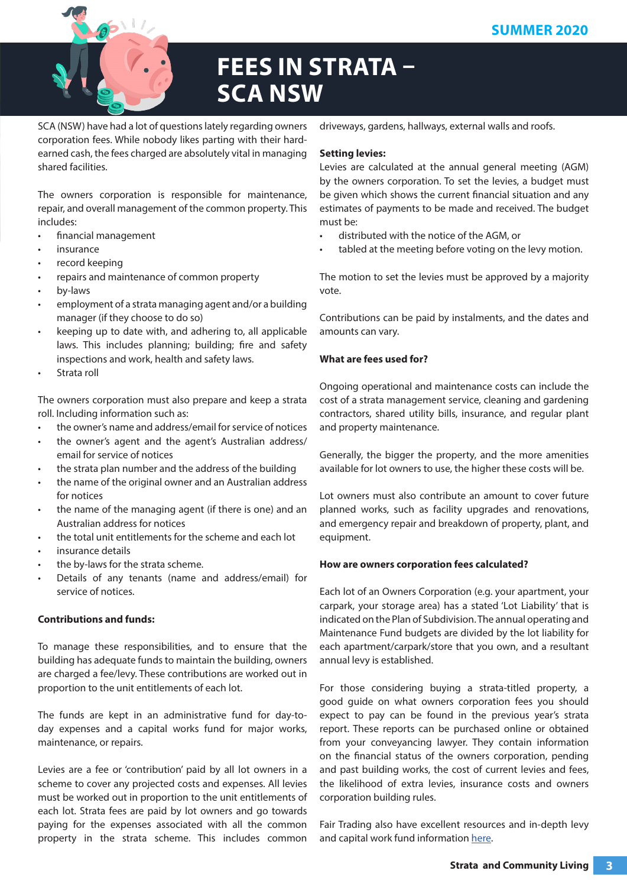# FEES IN STRATA – SCA NSW

SCA (NSW) have had a lot of questions lately regarding owners corporation fees. While nobody likes parting with their hard-earned cash, the fees charged are absolutely vital in managing shared facilities.

The owners corporation is responsible for maintenance, repair, and overall management of the common property. This includes:

- financial management
- insurance
- record keeping
- repairs and maintenance of common property
- by-laws
- employment of a strata managing agent and/or a building manager (if they choose to do so)
- keeping up to date with, and adhering to, all applicable laws. This includes planning; building; fire and safety inspections and work, health and safety laws.
- Strata roll

The owners corporation must also prepare and keep a strata roll. Including information such as:

- the owner's name and address/email for service of notices
- the owner's agent and the agent's Australian address/email for service of notices
- the strata plan number and the address of the building
- the name of the original owner and an Australian address for notices
- the name of the managing agent (if there is one) and an Australian address for notices
- the total unit entitlements for the scheme and each lot
- insurance details
- the by-laws for the strata scheme.
- Details of any tenants (name and address/email) for service of notices.

**Contributions and funds:**

To manage these responsibilities, and to ensure that the building has adequate funds to maintain the building, owners are charged a fee/levy. These contributions are worked out in proportion to the unit entitlements of each lot.

The funds are kept in an administrative fund for day-to-day expenses and a capital works fund for major works, maintenance, or repairs.

Levies are a fee or 'contribution' paid by all lot owners in a scheme to cover any projected costs and expenses. All levies must be worked out in proportion to the unit entitlements of each lot. Strata fees are paid by lot owners and go towards paying for the expenses associated with all the common property in the strata scheme. This includes common driveways, gardens, hallways, external walls and roofs.

**Setting levies:**

Levies are calculated at the annual general meeting (AGM) by the owners corporation. To set the levies, a budget must be given which shows the current financial situation and any estimates of payments to be made and received. The budget must be:

- distributed with the notice of the AGM, or
- tabled at the meeting before voting on the levy motion.

The motion to set the levies must be approved by a majority vote.

Contributions can be paid by instalments, and the dates and amounts can vary.

**What are fees used for?**

Ongoing operational and maintenance costs can include the cost of a strata management service, cleaning and gardening contractors, shared utility bills, insurance, and regular plant and property maintenance.

Generally, the bigger the property, and the more amenities available for lot owners to use, the higher these costs will be.

Lot owners must also contribute an amount to cover future planned works, such as facility upgrades and renovations, and emergency repair and breakdown of property, plant, and equipment.

**How are owners corporation fees calculated?**

Each lot of an Owners Corporation (e.g. your apartment, your carpark, your storage area) has a stated 'Lot Liability' that is indicated on the Plan of Subdivision. The annual operating and Maintenance Fund budgets are divided by the lot liability for each apartment/carpark/store that you own, and a resultant annual levy is established.

For those considering buying a strata-titled property, a good guide on what owners corporation fees you should expect to pay can be found in the previous year's strata report. These reports can be purchased online or obtained from your conveyancing lawyer. They contain information on the financial status of the owners corporation, pending and past building works, the cost of current levies and fees, the likelihood of extra levies, insurance costs and owners corporation building rules.

Fair Trading also have excellent resources and in-depth levy and capital work fund information here.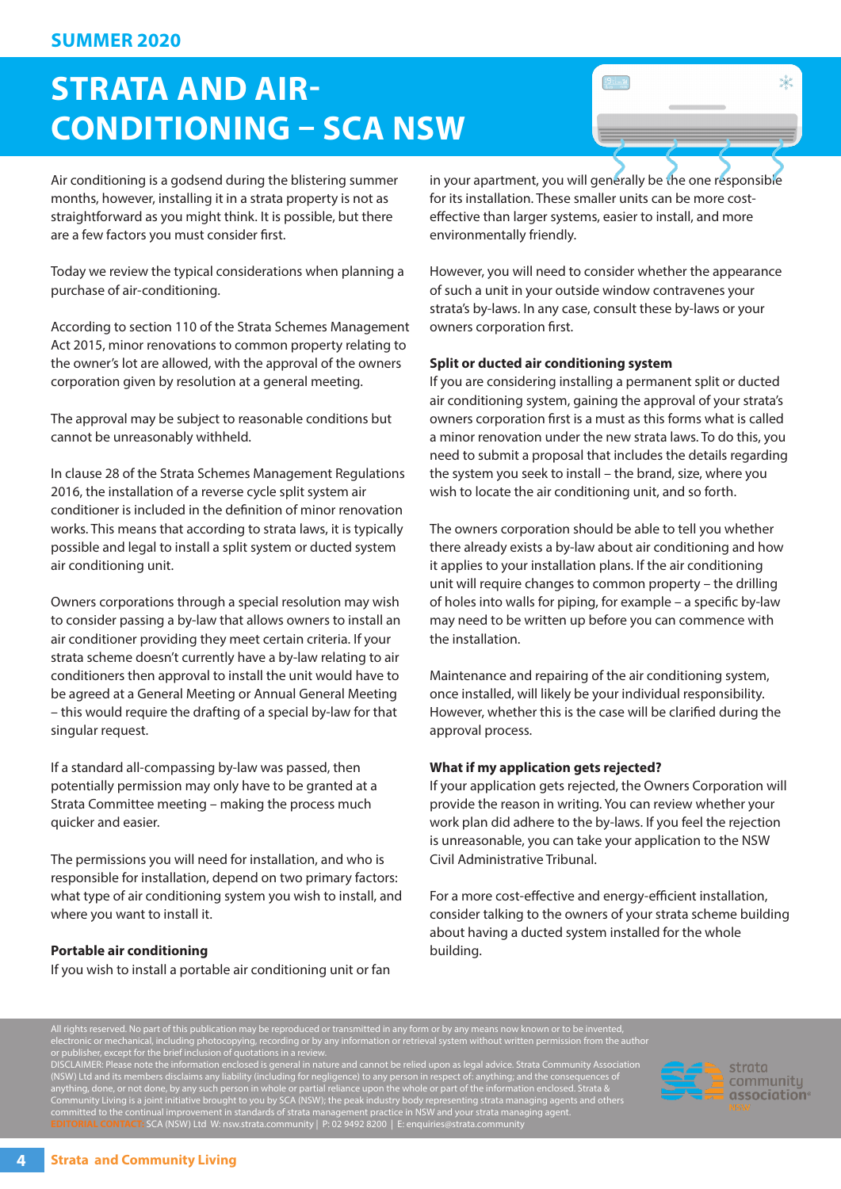SUMMER 2020

# STRATA AND AIR-CONDITIONING – SCA NSW

Air conditioning is a godsend during the blistering summer months, however, installing it in a strata property is not as straightforward as you might think. It is possible, but there are a few factors you must consider first.

Today we review the typical considerations when planning a purchase of air-conditioning.

According to section 110 of the Strata Schemes Management Act 2015, minor renovations to common property relating to the owner's lot are allowed, with the approval of the owners corporation given by resolution at a general meeting.

The approval may be subject to reasonable conditions but cannot be unreasonably withheld.

In clause 28 of the Strata Schemes Management Regulations 2016, the installation of a reverse cycle split system air conditioner is included in the definition of minor renovation works. This means that according to strata laws, it is typically possible and legal to install a split system or ducted system air conditioning unit.

Owners corporations through a special resolution may wish to consider passing a by-law that allows owners to install an air conditioner providing they meet certain criteria. If your strata scheme doesn't currently have a by-law relating to air conditioners then approval to install the unit would have to be agreed at a General Meeting or Annual General Meeting – this would require the drafting of a special by-law for that singular request.

If a standard all-compassing by-law was passed, then potentially permission may only have to be granted at a Strata Committee meeting – making the process much quicker and easier.

The permissions you will need for installation, and who is responsible for installation, depend on two primary factors: what type of air conditioning system you wish to install, and where you want to install it.

**Portable air conditioning**

If you wish to install a portable air conditioning unit or fan in your apartment, you will generally be the one responsible for its installation. These smaller units can be more cost-effective than larger systems, easier to install, and more environmentally friendly.

However, you will need to consider whether the appearance of such a unit in your outside window contravenes your strata's by-laws. In any case, consult these by-laws or your owners corporation first.

**Split or ducted air conditioning system**

If you are considering installing a permanent split or ducted air conditioning system, gaining the approval of your strata's owners corporation first is a must as this forms what is called a minor renovation under the new strata laws. To do this, you need to submit a proposal that includes the details regarding the system you seek to install – the brand, size, where you wish to locate the air conditioning unit, and so forth.

The owners corporation should be able to tell you whether there already exists a by-law about air conditioning and how it applies to your installation plans. If the air conditioning unit will require changes to common property – the drilling of holes into walls for piping, for example – a specific by-law may need to be written up before you can commence with the installation.

Maintenance and repairing of the air conditioning system, once installed, will likely be your individual responsibility. However, whether this is the case will be clarified during the approval process.

**What if my application gets rejected?**

If your application gets rejected, the Owners Corporation will provide the reason in writing. You can review whether your work plan did adhere to the by-laws. If you feel the rejection is unreasonable, you can take your application to the NSW Civil Administrative Tribunal.

For a more cost-effective and energy-efficient installation, consider talking to the owners of your strata scheme building about having a ducted system installed for the whole building.

All rights reserved. No part of this publication may be reproduced or transmitted in any form or by any means now known or to be invented, electronic or mechanical, including photocopying, recording or by any information or retrieval system without written permission from the author or publisher, except for the brief inclusion of quotations in a review.
DISCLAIMER: Please note the information enclosed is general in nature and cannot be relied upon as legal advice. Strata Community Association (NSW) Ltd and its members disclaims any liability (including for negligence) to any person in respect of: anything; and the consequences of anything, done, or not done, by any such person in whole or partial reliance upon the whole or part of the information enclosed. Strata & Community Living is a joint initiative brought to you by SCA (NSW); the peak industry body representing strata managing agents and others committed to the continual improvement in standards of strata management practice in NSW and your strata managing agent.
EDITORIAL CONTACT: SCA (NSW) Ltd W: nsw.strata.community | P: 02 9492 8200 | E: enquiries@strata.community

strata community association NSW